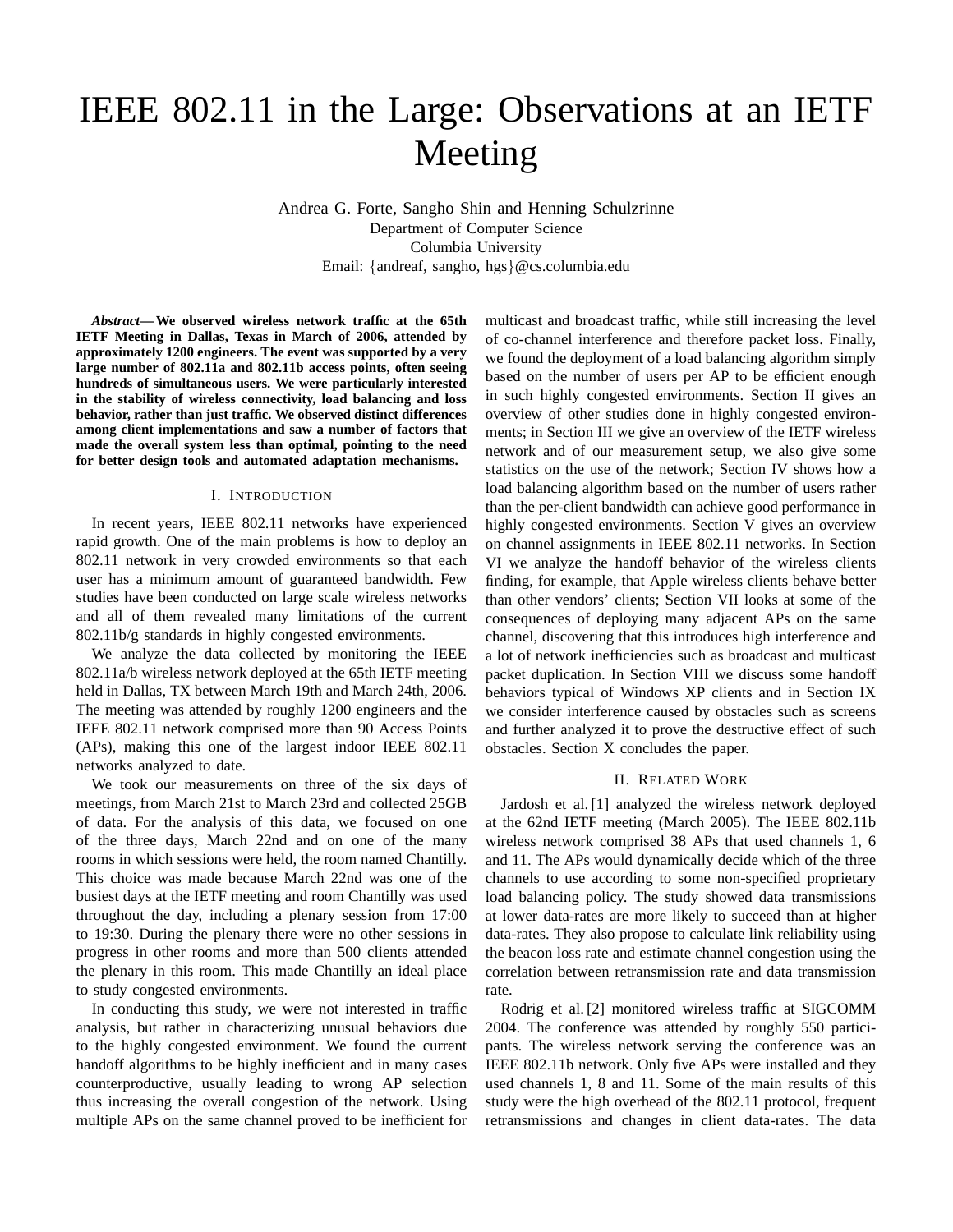# IEEE 802.11 in the Large: Observations at an IETF Meeting

Andrea G. Forte, Sangho Shin and Henning Schulzrinne
Department of Computer Science
Columbia University
Email: {andreaf, sangho, hgs}@cs.columbia.edu

***Abstract*— We observed wireless network traffic at the 65th IETF Meeting in Dallas, Texas in March of 2006, attended by approximately 1200 engineers. The event was supported by a very large number of 802.11a and 802.11b access points, often seeing hundreds of simultaneous users. We were particularly interested in the stability of wireless connectivity, load balancing and loss behavior, rather than just traffic. We observed distinct differences among client implementations and saw a number of factors that made the overall system less than optimal, pointing to the need for better design tools and automated adaptation mechanisms.**

## I. Introduction

In recent years, IEEE 802.11 networks have experienced rapid growth. One of the main problems is how to deploy an 802.11 network in very crowded environments so that each user has a minimum amount of guaranteed bandwidth. Few studies have been conducted on large scale wireless networks and all of them revealed many limitations of the current 802.11b/g standards in highly congested environments.

We analyze the data collected by monitoring the IEEE 802.11a/b wireless network deployed at the 65th IETF meeting held in Dallas, TX between March 19th and March 24th, 2006. The meeting was attended by roughly 1200 engineers and the IEEE 802.11 network comprised more than 90 Access Points (APs), making this one of the largest indoor IEEE 802.11 networks analyzed to date.

We took our measurements on three of the six days of meetings, from March 21st to March 23rd and collected 25GB of data. For the analysis of this data, we focused on one of the three days, March 22nd and on one of the many rooms in which sessions were held, the room named Chantilly. This choice was made because March 22nd was one of the busiest days at the IETF meeting and room Chantilly was used throughout the day, including a plenary session from 17:00 to 19:30. During the plenary there were no other sessions in progress in other rooms and more than 500 clients attended the plenary in this room. This made Chantilly an ideal place to study congested environments.

In conducting this study, we were not interested in traffic analysis, but rather in characterizing unusual behaviors due to the highly congested environment. We found the current handoff algorithms to be highly inefficient and in many cases counterproductive, usually leading to wrong AP selection thus increasing the overall congestion of the network. Using multiple APs on the same channel proved to be inefficient for multicast and broadcast traffic, while still increasing the level of co-channel interference and therefore packet loss. Finally, we found the deployment of a load balancing algorithm simply based on the number of users per AP to be efficient enough in such highly congested environments. Section II gives an overview of other studies done in highly congested environments; in Section III we give an overview of the IETF wireless network and of our measurement setup, we also give some statistics on the use of the network; Section IV shows how a load balancing algorithm based on the number of users rather than the per-client bandwidth can achieve good performance in highly congested environments. Section V gives an overview on channel assignments in IEEE 802.11 networks. In Section VI we analyze the handoff behavior of the wireless clients finding, for example, that Apple wireless clients behave better than other vendors' clients; Section VII looks at some of the consequences of deploying many adjacent APs on the same channel, discovering that this introduces high interference and a lot of network inefficiencies such as broadcast and multicast packet duplication. In Section VIII we discuss some handoff behaviors typical of Windows XP clients and in Section IX we consider interference caused by obstacles such as screens and further analyzed it to prove the destructive effect of such obstacles. Section X concludes the paper.

## II. Related Work

Jardosh et al. [1] analyzed the wireless network deployed at the 62nd IETF meeting (March 2005). The IEEE 802.11b wireless network comprised 38 APs that used channels 1, 6 and 11. The APs would dynamically decide which of the three channels to use according to some non-specified proprietary load balancing policy. The study showed data transmissions at lower data-rates are more likely to succeed than at higher data-rates. They also propose to calculate link reliability using the beacon loss rate and estimate channel congestion using the correlation between retransmission rate and data transmission rate.

Rodrig et al. [2] monitored wireless traffic at SIGCOMM 2004. The conference was attended by roughly 550 participants. The wireless network serving the conference was an IEEE 802.11b network. Only five APs were installed and they used channels 1, 8 and 11. Some of the main results of this study were the high overhead of the 802.11 protocol, frequent retransmissions and changes in client data-rates. The data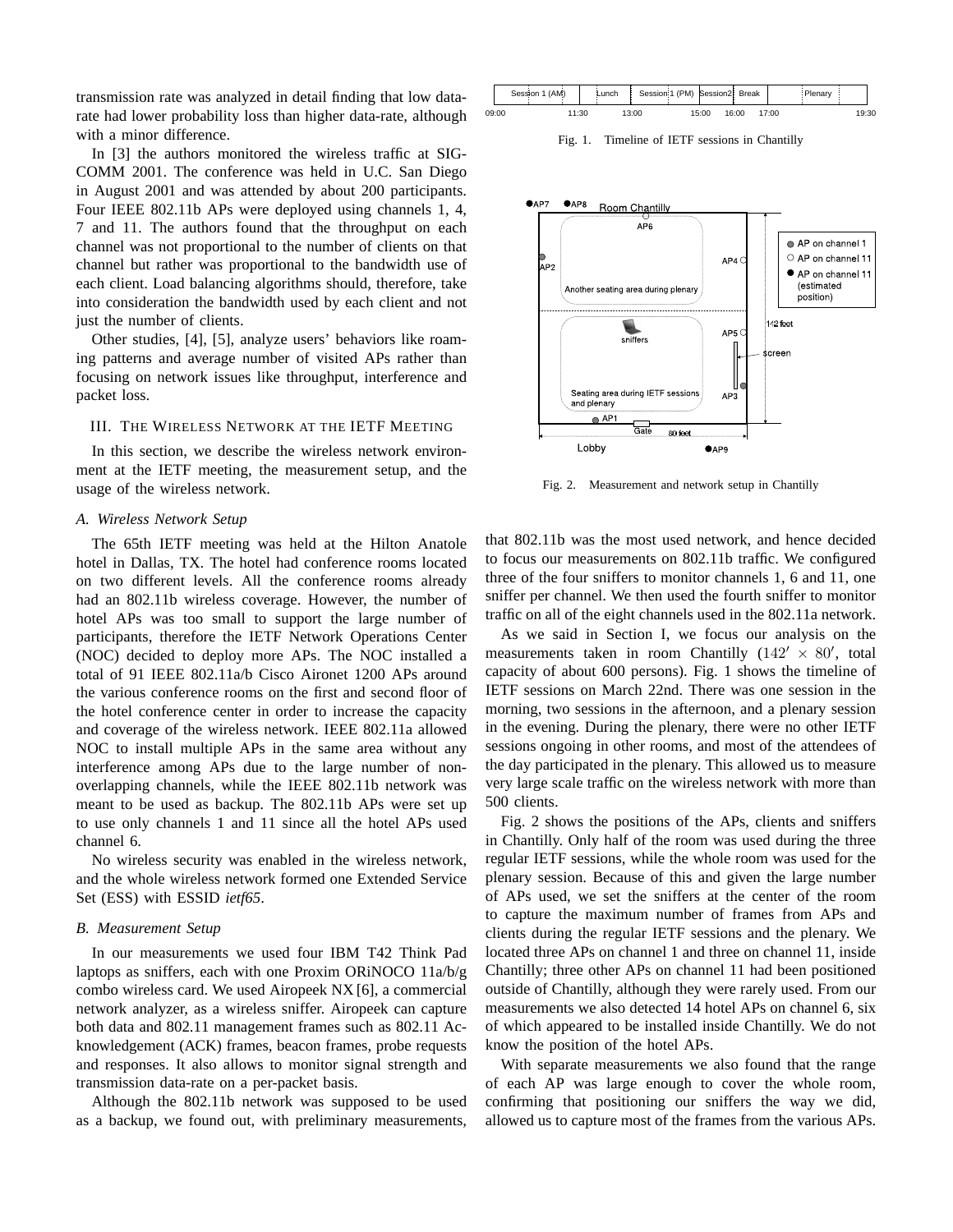transmission rate was analyzed in detail finding that low data-rate had lower probability loss than higher data-rate, although with a minor difference.

In [3] the authors monitored the wireless traffic at SIGCOMM 2001. The conference was held in U.C. San Diego in August 2001 and was attended by about 200 participants. Four IEEE 802.11b APs were deployed using channels 1, 4, 7 and 11. The authors found that the throughput on each channel was not proportional to the number of clients on that channel but rather was proportional to the bandwidth use of each client. Load balancing algorithms should, therefore, take into consideration the bandwidth used by each client and not just the number of clients.

Other studies, [4], [5], analyze users' behaviors like roaming patterns and average number of visited APs rather than focusing on network issues like throughput, interference and packet loss.

## III. The Wireless Network at the IETF Meeting

In this section, we describe the wireless network environment at the IETF meeting, the measurement setup, and the usage of the wireless network.

### A. Wireless Network Setup

The 65th IETF meeting was held at the Hilton Anatole hotel in Dallas, TX. The hotel had conference rooms located on two different levels. All the conference rooms already had an 802.11b wireless coverage. However, the number of hotel APs was too small to support the large number of participants, therefore the IETF Network Operations Center (NOC) decided to deploy more APs. The NOC installed a total of 91 IEEE 802.11a/b Cisco Aironet 1200 APs around the various conference rooms on the first and second floor of the hotel conference center in order to increase the capacity and coverage of the wireless network. IEEE 802.11a allowed NOC to install multiple APs in the same area without any interference among APs due to the large number of non-overlapping channels, while the IEEE 802.11b network was meant to be used as backup. The 802.11b APs were set up to use only channels 1 and 11 since all the hotel APs used channel 6.

No wireless security was enabled in the wireless network, and the whole wireless network formed one Extended Service Set (ESS) with ESSID *ietf65*.

### B. Measurement Setup

In our measurements we used four IBM T42 Think Pad laptops as sniffers, each with one Proxim ORiNOCO 11a/b/g combo wireless card. We used Airopeek NX [6], a commercial network analyzer, as a wireless sniffer. Airopeek can capture both data and 802.11 management frames such as 802.11 Acknowledgement (ACK) frames, beacon frames, probe requests and responses. It also allows to monitor signal strength and transmission data-rate on a per-packet basis.

Although the 802.11b network was supposed to be used as a backup, we found out, with preliminary measurements, that 802.11b was the most used network, and hence decided to focus our measurements on 802.11b traffic. We configured three of the four sniffers to monitor channels 1, 6 and 11, one sniffer per channel. We then used the fourth sniffer to monitor traffic on all of the eight channels used in the 802.11a network.

Fig. 1. Timeline of IETF sessions in Chantilly

Fig. 2. Measurement and network setup in Chantilly

As we said in Section I, we focus our analysis on the measurements taken in room Chantilly ($142' \times 80'$, total capacity of about 600 persons). Fig. 1 shows the timeline of IETF sessions on March 22nd. There was one session in the morning, two sessions in the afternoon, and a plenary session in the evening. During the plenary, there were no other IETF sessions ongoing in other rooms, and most of the attendees of the day participated in the plenary. This allowed us to measure very large scale traffic on the wireless network with more than 500 clients.

Fig. 2 shows the positions of the APs, clients and sniffers in Chantilly. Only half of the room was used during the three regular IETF sessions, while the whole room was used for the plenary session. Because of this and given the large number of APs used, we set the sniffers at the center of the room to capture the maximum number of frames from APs and clients during the regular IETF sessions and the plenary. We located three APs on channel 1 and three on channel 11, inside Chantilly; three other APs on channel 11 had been positioned outside of Chantilly, although they were rarely used. From our measurements we also detected 14 hotel APs on channel 6, six of which appeared to be installed inside Chantilly. We do not know the position of the hotel APs.

With separate measurements we also found that the range of each AP was large enough to cover the whole room, confirming that positioning our sniffers the way we did, allowed us to capture most of the frames from the various APs.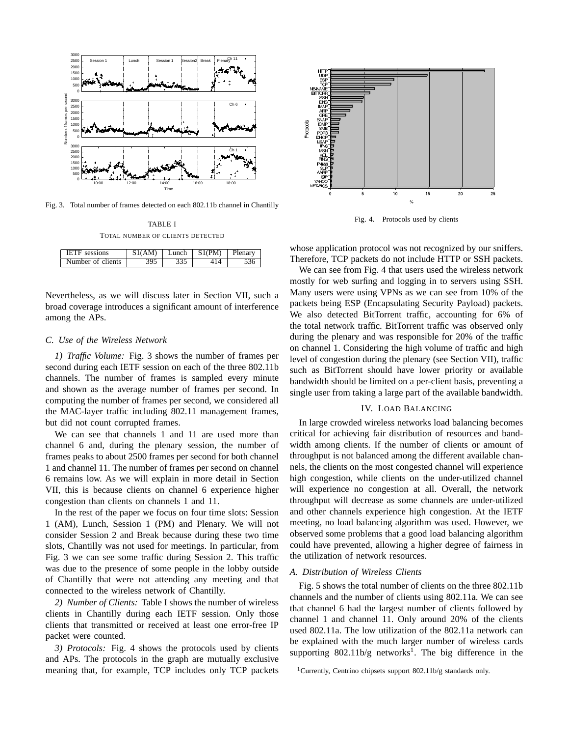Fig. 3. Total number of frames detected on each 802.11b channel in Chantilly

TABLE I

TOTAL NUMBER OF CLIENTS DETECTED

| IETF sessions | S1(AM) | Lunch | S1(PM) | Plenary |
|---|---|---|---|---|
| Number of clients | 395 | 335 | 414 | 536 |

Nevertheless, as we will discuss later in Section VII, such a broad coverage introduces a significant amount of interference among the APs.

### C. Use of the Wireless Network

*1) Traffic Volume:* Fig. 3 shows the number of frames per second during each IETF session on each of the three 802.11b channels. The number of frames is sampled every minute and shown as the average number of frames per second. In computing the number of frames per second, we considered all the MAC-layer traffic including 802.11 management frames, but did not count corrupted frames.

We can see that channels 1 and 11 are used more than channel 6 and, during the plenary session, the number of frames peaks to about 2500 frames per second for both channel 1 and channel 11. The number of frames per second on channel 6 remains low. As we will explain in more detail in Section VII, this is because clients on channel 6 experience higher congestion than clients on channels 1 and 11.

In the rest of the paper we focus on four time slots: Session 1 (AM), Lunch, Session 1 (PM) and Plenary. We will not consider Session 2 and Break because during these two time slots, Chantilly was not used for meetings. In particular, from Fig. 3 we can see some traffic during Session 2. This traffic was due to the presence of some people in the lobby outside of Chantilly that were not attending any meeting and that connected to the wireless network of Chantilly.

*2) Number of Clients:* Table I shows the number of wireless clients in Chantilly during each IETF session. Only those clients that transmitted or received at least one error-free IP packet were counted.

*3) Protocols:* Fig. 4 shows the protocols used by clients and APs. The protocols in the graph are mutually exclusive meaning that, for example, TCP includes only TCP packets whose application protocol was not recognized by our sniffers. Therefore, TCP packets do not include HTTP or SSH packets.

Fig. 4. Protocols used by clients

We can see from Fig. 4 that users used the wireless network mostly for web surfing and logging in to servers using SSH. Many users were using VPNs as we can see from 10% of the packets being ESP (Encapsulating Security Payload) packets. We also detected BitTorrent traffic, accounting for 6% of the total network traffic. BitTorrent traffic was observed only during the plenary and was responsible for 20% of the traffic on channel 1. Considering the high volume of traffic and high level of congestion during the plenary (see Section VII), traffic such as BitTorrent should have lower priority or available bandwidth should be limited on a per-client basis, preventing a single user from taking a large part of the available bandwidth.

## IV. LOAD BALANCING

In large crowded wireless networks load balancing becomes critical for achieving fair distribution of resources and bandwidth among clients. If the number of clients or amount of throughput is not balanced among the different available channels, the clients on the most congested channel will experience high congestion, while clients on the under-utilized channel will experience no congestion at all. Overall, the network throughput will decrease as some channels are under-utilized and other channels experience high congestion. At the IETF meeting, no load balancing algorithm was used. However, we observed some problems that a good load balancing algorithm could have prevented, allowing a higher degree of fairness in the utilization of network resources.

### A. Distribution of Wireless Clients

Fig. 5 shows the total number of clients on the three 802.11b channels and the number of clients using 802.11a. We can see that channel 6 had the largest number of clients followed by channel 1 and channel 11. Only around 20% of the clients used 802.11a. The low utilization of the 802.11a network can be explained with the much larger number of wireless cards supporting 802.11b/g networks[1]. The big difference in the

[1]Currently, Centrino chipsets support 802.11b/g standards only.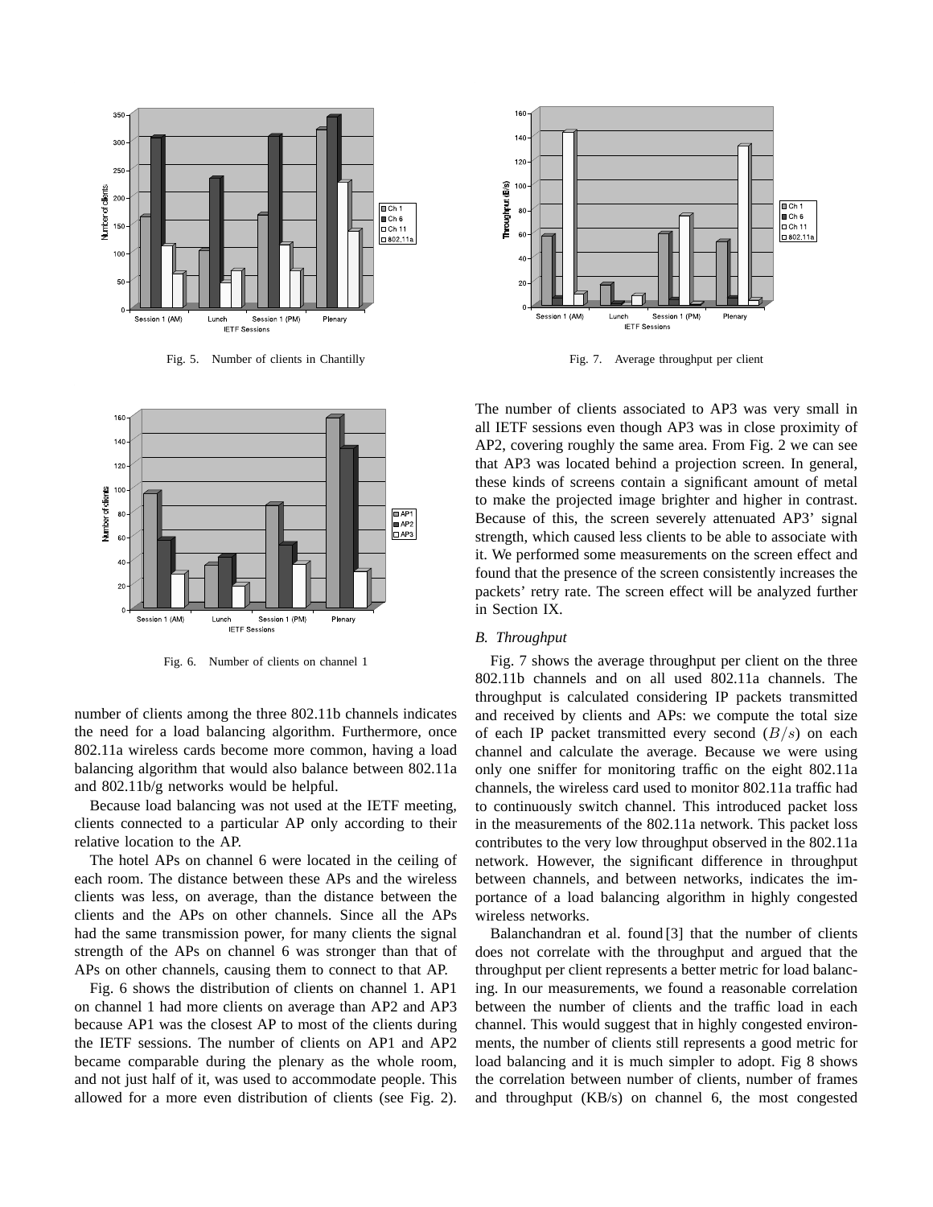Fig. 5. Number of clients in Chantilly

Fig. 6. Number of clients on channel 1

Fig. 7. Average throughput per client

number of clients among the three 802.11b channels indicates the need for a load balancing algorithm. Furthermore, once 802.11a wireless cards become more common, having a load balancing algorithm that would also balance between 802.11a and 802.11b/g networks would be helpful.

Because load balancing was not used at the IETF meeting, clients connected to a particular AP only according to their relative location to the AP.

The hotel APs on channel 6 were located in the ceiling of each room. The distance between these APs and the wireless clients was less, on average, than the distance between the clients and the APs on other channels. Since all the APs had the same transmission power, for many clients the signal strength of the APs on channel 6 was stronger than that of APs on other channels, causing them to connect to that AP.

Fig. 6 shows the distribution of clients on channel 1. AP1 on channel 1 had more clients on average than AP2 and AP3 because AP1 was the closest AP to most of the clients during the IETF sessions. The number of clients on AP1 and AP2 became comparable during the plenary as the whole room, and not just half of it, was used to accommodate people. This allowed for a more even distribution of clients (see Fig. 2). The number of clients associated to AP3 was very small in all IETF sessions even though AP3 was in close proximity of AP2, covering roughly the same area. From Fig. 2 we can see that AP3 was located behind a projection screen. In general, these kinds of screens contain a significant amount of metal to make the projected image brighter and higher in contrast. Because of this, the screen severely attenuated AP3' signal strength, which caused less clients to be able to associate with it. We performed some measurements on the screen effect and found that the presence of the screen consistently increases the packets' retry rate. The screen effect will be analyzed further in Section IX.

### *B. Throughput*

Fig. 7 shows the average throughput per client on the three 802.11b channels and on all used 802.11a channels. The throughput is calculated considering IP packets transmitted and received by clients and APs: we compute the total size of each IP packet transmitted every second ($B/s$) on each channel and calculate the average. Because we were using only one sniffer for monitoring traffic on the eight 802.11a channels, the wireless card used to monitor 802.11a traffic had to continuously switch channel. This introduced packet loss in the measurements of the 802.11a network. This packet loss contributes to the very low throughput observed in the 802.11a network. However, the significant difference in throughput between channels, and between networks, indicates the importance of a load balancing algorithm in highly congested wireless networks.

Balanchandran et al. found [3] that the number of clients does not correlate with the throughput and argued that the throughput per client represents a better metric for load balancing. In our measurements, we found a reasonable correlation between the number of clients and the traffic load in each channel. This would suggest that in highly congested environments, the number of clients still represents a good metric for load balancing and it is much simpler to adopt. Fig 8 shows the correlation between number of clients, number of frames and throughput (KB/s) on channel 6, the most congested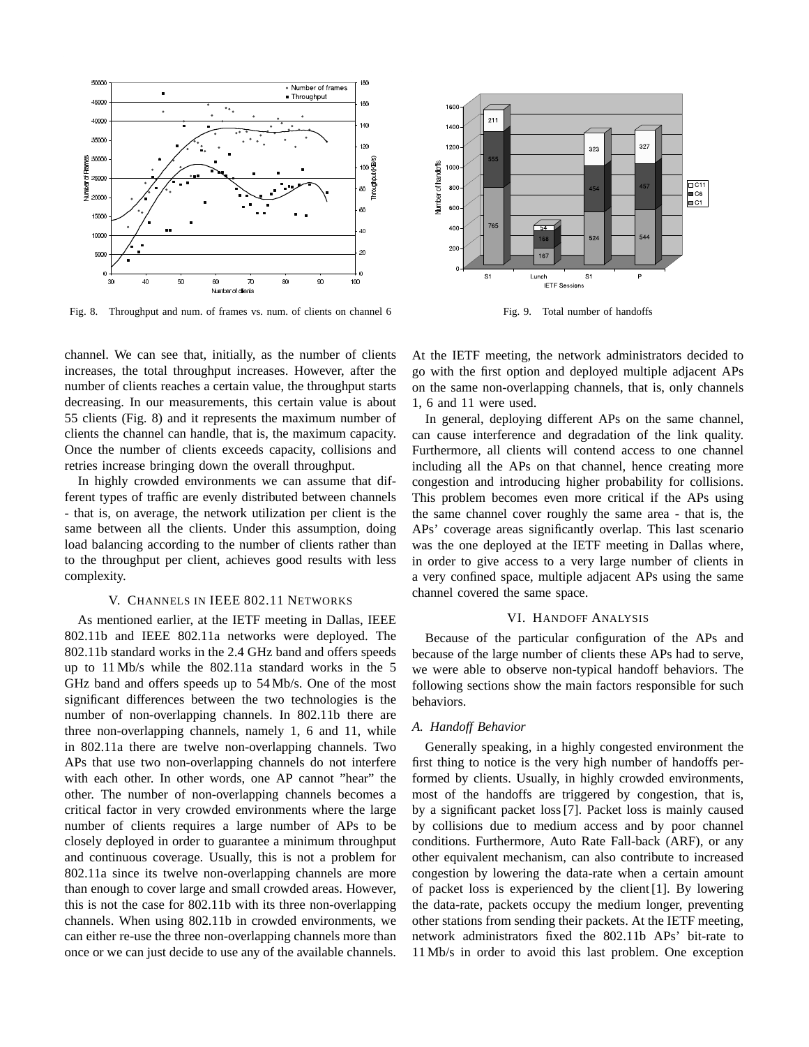Fig. 8. Throughput and num. of frames vs. num. of clients on channel 6

Fig. 9. Total number of handoffs

channel. We can see that, initially, as the number of clients increases, the total throughput increases. However, after the number of clients reaches a certain value, the throughput starts decreasing. In our measurements, this certain value is about 55 clients (Fig. 8) and it represents the maximum number of clients the channel can handle, that is, the maximum capacity. Once the number of clients exceeds capacity, collisions and retries increase bringing down the overall throughput.

In highly crowded environments we can assume that different types of traffic are evenly distributed between channels - that is, on average, the network utilization per client is the same between all the clients. Under this assumption, doing load balancing according to the number of clients rather than to the throughput per client, achieves good results with less complexity.

## V. Channels in IEEE 802.11 Networks

As mentioned earlier, at the IETF meeting in Dallas, IEEE 802.11b and IEEE 802.11a networks were deployed. The 802.11b standard works in the 2.4 GHz band and offers speeds up to 11 Mb/s while the 802.11a standard works in the 5 GHz band and offers speeds up to 54 Mb/s. One of the most significant differences between the two technologies is the number of non-overlapping channels. In 802.11b there are three non-overlapping channels, namely 1, 6 and 11, while in 802.11a there are twelve non-overlapping channels. Two APs that use two non-overlapping channels do not interfere with each other. In other words, one AP cannot "hear" the other. The number of non-overlapping channels becomes a critical factor in very crowded environments where the large number of clients requires a large number of APs to be closely deployed in order to guarantee a minimum throughput and continuous coverage. Usually, this is not a problem for 802.11a since its twelve non-overlapping channels are more than enough to cover large and small crowded areas. However, this is not the case for 802.11b with its three non-overlapping channels. When using 802.11b in crowded environments, we can either re-use the three non-overlapping channels more than once or we can just decide to use any of the available channels. At the IETF meeting, the network administrators decided to go with the first option and deployed multiple adjacent APs on the same non-overlapping channels, that is, only channels 1, 6 and 11 were used.

In general, deploying different APs on the same channel, can cause interference and degradation of the link quality. Furthermore, all clients will contend access to one channel including all the APs on that channel, hence creating more congestion and introducing higher probability for collisions. This problem becomes even more critical if the APs using the same channel cover roughly the same area - that is, the APs' coverage areas significantly overlap. This last scenario was the one deployed at the IETF meeting in Dallas where, in order to give access to a very large number of clients in a very confined space, multiple adjacent APs using the same channel covered the same space.

## VI. Handoff Analysis

Because of the particular configuration of the APs and because of the large number of clients these APs had to serve, we were able to observe non-typical handoff behaviors. The following sections show the main factors responsible for such behaviors.

### A. Handoff Behavior

Generally speaking, in a highly congested environment the first thing to notice is the very high number of handoffs performed by clients. Usually, in highly crowded environments, most of the handoffs are triggered by congestion, that is, by a significant packet loss [7]. Packet loss is mainly caused by collisions due to medium access and by poor channel conditions. Furthermore, Auto Rate Fall-back (ARF), or any other equivalent mechanism, can also contribute to increased congestion by lowering the data-rate when a certain amount of packet loss is experienced by the client [1]. By lowering the data-rate, packets occupy the medium longer, preventing other stations from sending their packets. At the IETF meeting, network administrators fixed the 802.11b APs' bit-rate to 11 Mb/s in order to avoid this last problem. One exception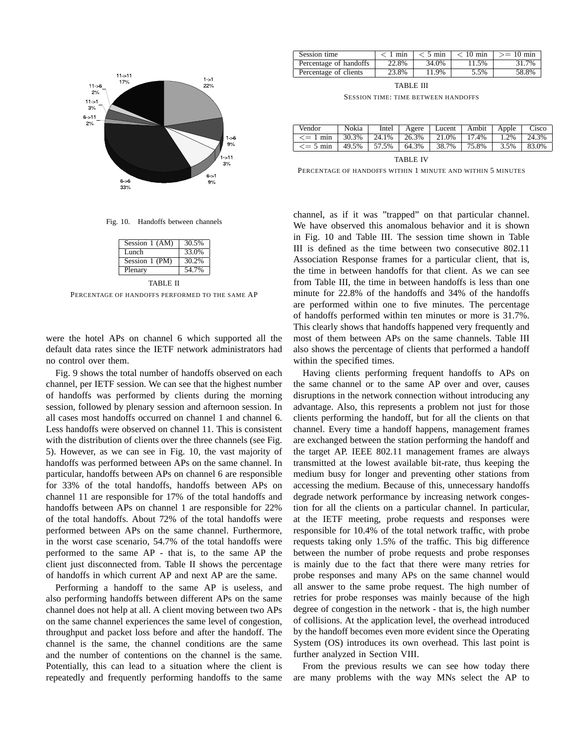11->11 17%, 1->1 22%, 1->6 9%, 1->11 3%, 6->1 9%, 6->6 33%, 6->11 2%, 11->1 3%, 11->6 2%

Fig. 10. Handoffs between channels

| Session 1 (AM) | 30.5% |
|---|---|
| Lunch | 33.0% |
| Session 1 (PM) | 30.2% |
| Plenary | 54.7% |

TABLE II

PERCENTAGE OF HANDOFFS PERFORMED TO THE SAME AP

| Session time | < 1 min | < 5 min | < 10 min | >= 10 min |
|---|---|---|---|---|
| Percentage of handoffs | 22.8% | 34.0% | 11.5% | 31.7% |
| Percentage of clients | 23.8% | 11.9% | 5.5% | 58.8% |

TABLE III

SESSION TIME: TIME BETWEEN HANDOFFS

| Vendor | Nokia | Intel | Agere | Lucent | Ambit | Apple | Cisco |
|---|---|---|---|---|---|---|---|
| <= 1 min | 30.3% | 24.1% | 26.3% | 21.0% | 17.4% | 1.2% | 24.3% |
| <= 5 min | 49.5% | 57.5% | 64.3% | 38.7% | 75.8% | 3.5% | 83.0% |

TABLE IV

PERCENTAGE OF HANDOFFS WITHIN 1 MINUTE AND WITHIN 5 MINUTES

were the hotel APs on channel 6 which supported all the default data rates since the IETF network administrators had no control over them.

Fig. 9 shows the total number of handoffs observed on each channel, per IETF session. We can see that the highest number of handoffs was performed by clients during the morning session, followed by plenary session and afternoon session. In all cases most handoffs occurred on channel 1 and channel 6. Less handoffs were observed on channel 11. This is consistent with the distribution of clients over the three channels (see Fig. 5). However, as we can see in Fig. 10, the vast majority of handoffs was performed between APs on the same channel. In particular, handoffs between APs on channel 6 are responsible for 33% of the total handoffs, handoffs between APs on channel 11 are responsible for 17% of the total handoffs and handoffs between APs on channel 1 are responsible for 22% of the total handoffs. About 72% of the total handoffs were performed between APs on the same channel. Furthermore, in the worst case scenario, 54.7% of the total handoffs were performed to the same AP - that is, to the same AP the client just disconnected from. Table II shows the percentage of handoffs in which current AP and next AP are the same.

Performing a handoff to the same AP is useless, and also performing handoffs between different APs on the same channel does not help at all. A client moving between two APs on the same channel experiences the same level of congestion, throughput and packet loss before and after the handoff. The channel is the same, the channel conditions are the same and the number of contentions on the channel is the same. Potentially, this can lead to a situation where the client is repeatedly and frequently performing handoffs to the same channel, as if it was "trapped" on that particular channel. We have observed this anomalous behavior and it is shown in Fig. 10 and Table III. The session time shown in Table III is defined as the time between two consecutive 802.11 Association Response frames for a particular client, that is, the time in between handoffs for that client. As we can see from Table III, the time in between handoffs is less than one minute for 22.8% of the handoffs and 34% of the handoffs are performed within one to five minutes. The percentage of handoffs performed within ten minutes or more is 31.7%. This clearly shows that handoffs happened very frequently and most of them between APs on the same channels. Table III also shows the percentage of clients that performed a handoff within the specified times.

Having clients performing frequent handoffs to APs on the same channel or to the same AP over and over, causes disruptions in the network connection without introducing any advantage. Also, this represents a problem not just for those clients performing the handoff, but for all the clients on that channel. Every time a handoff happens, management frames are exchanged between the station performing the handoff and the target AP. IEEE 802.11 management frames are always transmitted at the lowest available bit-rate, thus keeping the medium busy for longer and preventing other stations from accessing the medium. Because of this, unnecessary handoffs degrade network performance by increasing network congestion for all the clients on a particular channel. In particular, at the IETF meeting, probe requests and responses were responsible for 10.4% of the total network traffic, with probe requests taking only 1.5% of the traffic. This big difference between the number of probe requests and probe responses is mainly due to the fact that there were many retries for probe responses and many APs on the same channel would all answer to the same probe request. The high number of retries for probe responses was mainly because of the high degree of congestion in the network - that is, the high number of collisions. At the application level, the overhead introduced by the handoff becomes even more evident since the Operating System (OS) introduces its own overhead. This last point is further analyzed in Section VIII.

From the previous results we can see how today there are many problems with the way MNs select the AP to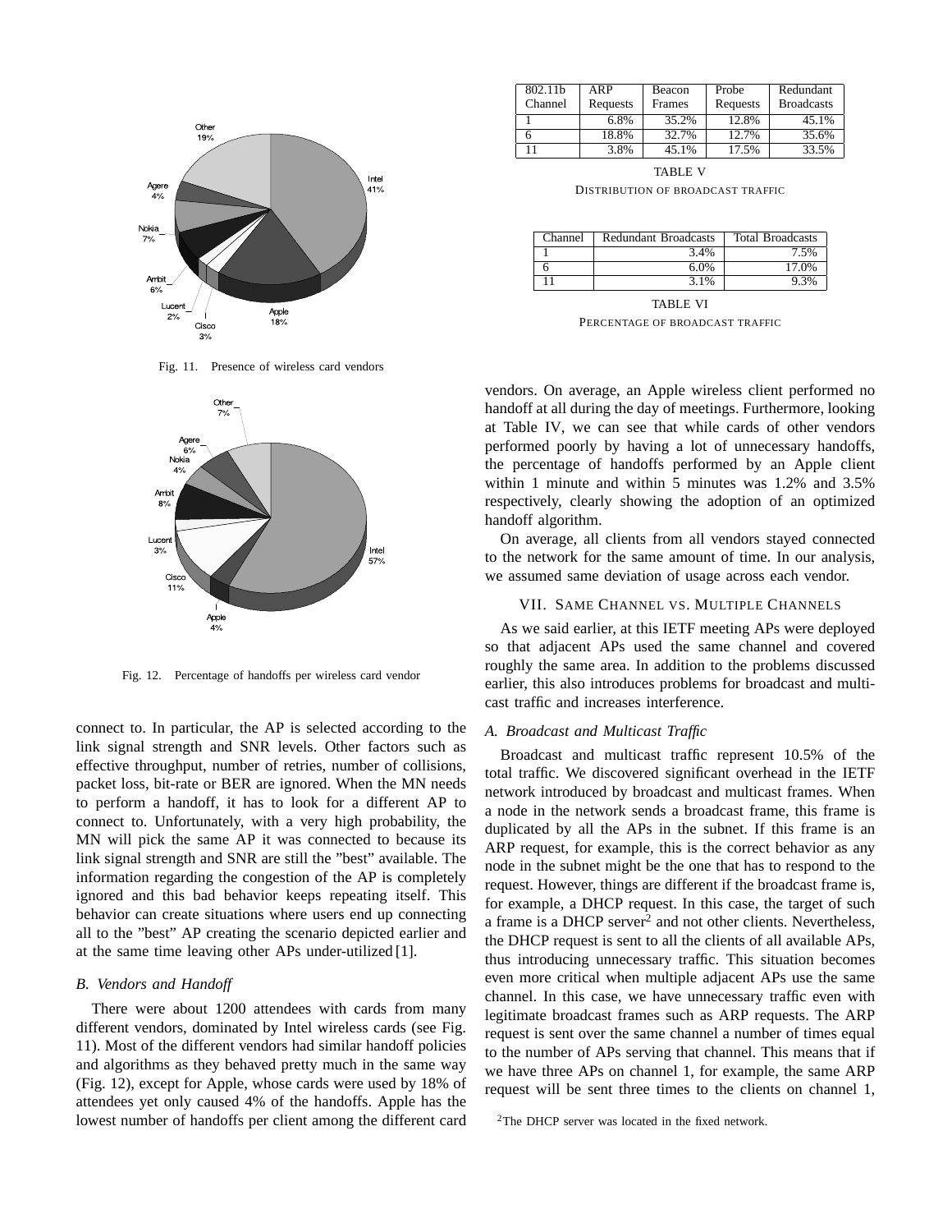Fig. 11. Presence of wireless card vendors

Fig. 12. Percentage of handoffs per wireless card vendor

connect to. In particular, the AP is selected according to the link signal strength and SNR levels. Other factors such as effective throughput, number of retries, number of collisions, packet loss, bit-rate or BER are ignored. When the MN needs to perform a handoff, it has to look for a different AP to connect to. Unfortunately, with a very high probability, the MN will pick the same AP it was connected to because its link signal strength and SNR are still the "best" available. The information regarding the congestion of the AP is completely ignored and this bad behavior keeps repeating itself. This behavior can create situations where users end up connecting all to the "best" AP creating the scenario depicted earlier and at the same time leaving other APs under-utilized [1].

### B. Vendors and Handoff

There were about 1200 attendees with cards from many different vendors, dominated by Intel wireless cards (see Fig. 11). Most of the different vendors had similar handoff policies and algorithms as they behaved pretty much in the same way (Fig. 12), except for Apple, whose cards were used by 18% of attendees yet only caused 4% of the handoffs. Apple has the lowest number of handoffs per client among the different card vendors. On average, an Apple wireless client performed no handoff at all during the day of meetings. Furthermore, looking at Table IV, we can see that while cards of other vendors performed poorly by having a lot of unnecessary handoffs, the percentage of handoffs performed by an Apple client within 1 minute and within 5 minutes was 1.2% and 3.5% respectively, clearly showing the adoption of an optimized handoff algorithm.

On average, all clients from all vendors stayed connected to the network for the same amount of time. In our analysis, we assumed same deviation of usage across each vendor.

| 802.11b Channel | ARP Requests | Beacon Frames | Probe Requests | Redundant Broadcasts |
|---|---|---|---|---|
| 1 | 6.8% | 35.2% | 12.8% | 45.1% |
| 6 | 18.8% | 32.7% | 12.7% | 35.6% |
| 11 | 3.8% | 45.1% | 17.5% | 33.5% |

TABLE V
DISTRIBUTION OF BROADCAST TRAFFIC

| Channel | Redundant Broadcasts | Total Broadcasts |
|---|---|---|
| 1 | 3.4% | 7.5% |
| 6 | 6.0% | 17.0% |
| 11 | 3.1% | 9.3% |

TABLE VI
PERCENTAGE OF BROADCAST TRAFFIC

## VII. Same Channel vs. Multiple Channels

As we said earlier, at this IETF meeting APs were deployed so that adjacent APs used the same channel and covered roughly the same area. In addition to the problems discussed earlier, this also introduces problems for broadcast and multicast traffic and increases interference.

### A. Broadcast and Multicast Traffic

Broadcast and multicast traffic represent 10.5% of the total traffic. We discovered significant overhead in the IETF network introduced by broadcast and multicast frames. When a node in the network sends a broadcast frame, this frame is duplicated by all the APs in the subnet. If this frame is an ARP request, for example, this is the correct behavior as any node in the subnet might be the one that has to respond to the request. However, things are different if the broadcast frame is, for example, a DHCP request. In this case, the target of such a frame is a DHCP server[2] and not other clients. Nevertheless, the DHCP request is sent to all the clients of all available APs, thus introducing unnecessary traffic. This situation becomes even more critical when multiple adjacent APs use the same channel. In this case, we have unnecessary traffic even with legitimate broadcast frames such as ARP requests. The ARP request is sent over the same channel a number of times equal to the number of APs serving that channel. This means that if we have three APs on channel 1, for example, the same ARP request will be sent three times to the clients on channel 1,

[2] The DHCP server was located in the fixed network.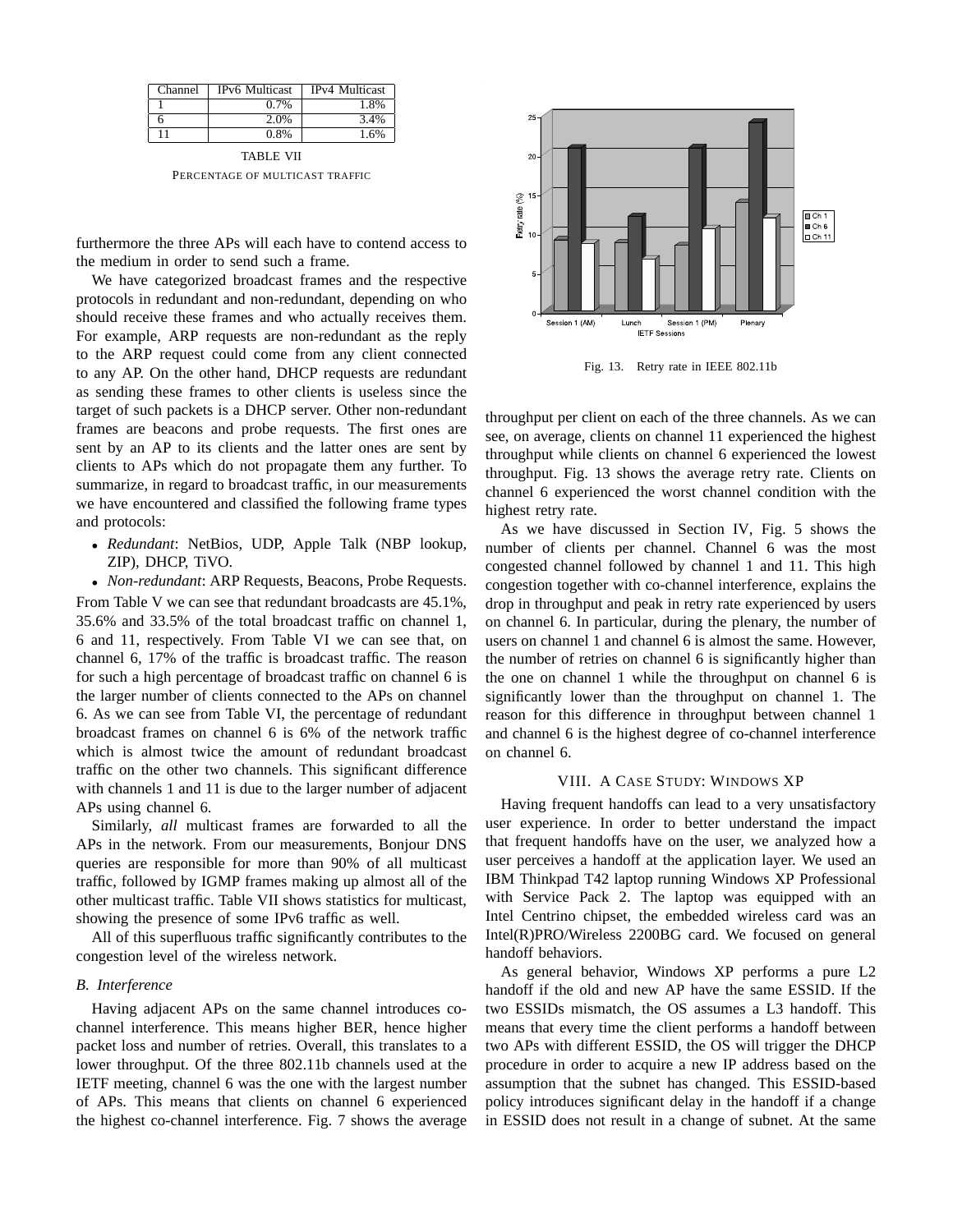| Channel | IPv6 Multicast | IPv4 Multicast |
|---|---|---|
| 1 | 0.7% | 1.8% |
| 6 | 2.0% | 3.4% |
| 11 | 0.8% | 1.6% |

TABLE VII
PERCENTAGE OF MULTICAST TRAFFIC

furthermore the three APs will each have to contend access to the medium in order to send such a frame.

We have categorized broadcast frames and the respective protocols in redundant and non-redundant, depending on who should receive these frames and who actually receives them. For example, ARP requests are non-redundant as the reply to the ARP request could come from any client connected to any AP. On the other hand, DHCP requests are redundant as sending these frames to other clients is useless since the target of such packets is a DHCP server. Other non-redundant frames are beacons and probe requests. The first ones are sent by an AP to its clients and the latter ones are sent by clients to APs which do not propagate them any further. To summarize, in regard to broadcast traffic, in our measurements we have encountered and classified the following frame types and protocols:

- *Redundant*: NetBios, UDP, Apple Talk (NBP lookup, ZIP), DHCP, TiVO.
- *Non-redundant*: ARP Requests, Beacons, Probe Requests.

From Table V we can see that redundant broadcasts are 45.1%, 35.6% and 33.5% of the total broadcast traffic on channel 1, 6 and 11, respectively. From Table VI we can see that, on channel 6, 17% of the traffic is broadcast traffic. The reason for such a high percentage of broadcast traffic on channel 6 is the larger number of clients connected to the APs on channel 6. As we can see from Table VI, the percentage of redundant broadcast frames on channel 6 is 6% of the network traffic which is almost twice the amount of redundant broadcast traffic on the other two channels. This significant difference with channels 1 and 11 is due to the larger number of adjacent APs using channel 6.

Similarly, *all* multicast frames are forwarded to all the APs in the network. From our measurements, Bonjour DNS queries are responsible for more than 90% of all multicast traffic, followed by IGMP frames making up almost all of the other multicast traffic. Table VII shows statistics for multicast, showing the presence of some IPv6 traffic as well.

All of this superfluous traffic significantly contributes to the congestion level of the wireless network.

### B. Interference

Having adjacent APs on the same channel introduces co-channel interference. This means higher BER, hence higher packet loss and number of retries. Overall, this translates to a lower throughput. Of the three 802.11b channels used at the IETF meeting, channel 6 was the one with the largest number of APs. This means that clients on channel 6 experienced the highest co-channel interference. Fig. 7 shows the average throughput per client on each of the three channels. As we can see, on average, clients on channel 11 experienced the highest throughput while clients on channel 6 experienced the lowest throughput. Fig. 13 shows the average retry rate. Clients on channel 6 experienced the worst channel condition with the highest retry rate.

Fig. 13. Retry rate in IEEE 802.11b

As we have discussed in Section IV, Fig. 5 shows the number of clients per channel. Channel 6 was the most congested channel followed by channel 1 and 11. This high congestion together with co-channel interference, explains the drop in throughput and peak in retry rate experienced by users on channel 6. In particular, during the plenary, the number of users on channel 1 and channel 6 is almost the same. However, the number of retries on channel 6 is significantly higher than the one on channel 1 while the throughput on channel 6 is significantly lower than the throughput on channel 1. The reason for this difference in throughput between channel 1 and channel 6 is the highest degree of co-channel interference on channel 6.

## VIII. A CASE STUDY: WINDOWS XP

Having frequent handoffs can lead to a very unsatisfactory user experience. In order to better understand the impact that frequent handoffs have on the user, we analyzed how a user perceives a handoff at the application layer. We used an IBM Thinkpad T42 laptop running Windows XP Professional with Service Pack 2. The laptop was equipped with an Intel Centrino chipset, the embedded wireless card was an Intel(R)PRO/Wireless 2200BG card. We focused on general handoff behaviors.

As general behavior, Windows XP performs a pure L2 handoff if the old and new AP have the same ESSID. If the two ESSIDs mismatch, the OS assumes a L3 handoff. This means that every time the client performs a handoff between two APs with different ESSID, the OS will trigger the DHCP procedure in order to acquire a new IP address based on the assumption that the subnet has changed. This ESSID-based policy introduces significant delay in the handoff if a change in ESSID does not result in a change of subnet. At the same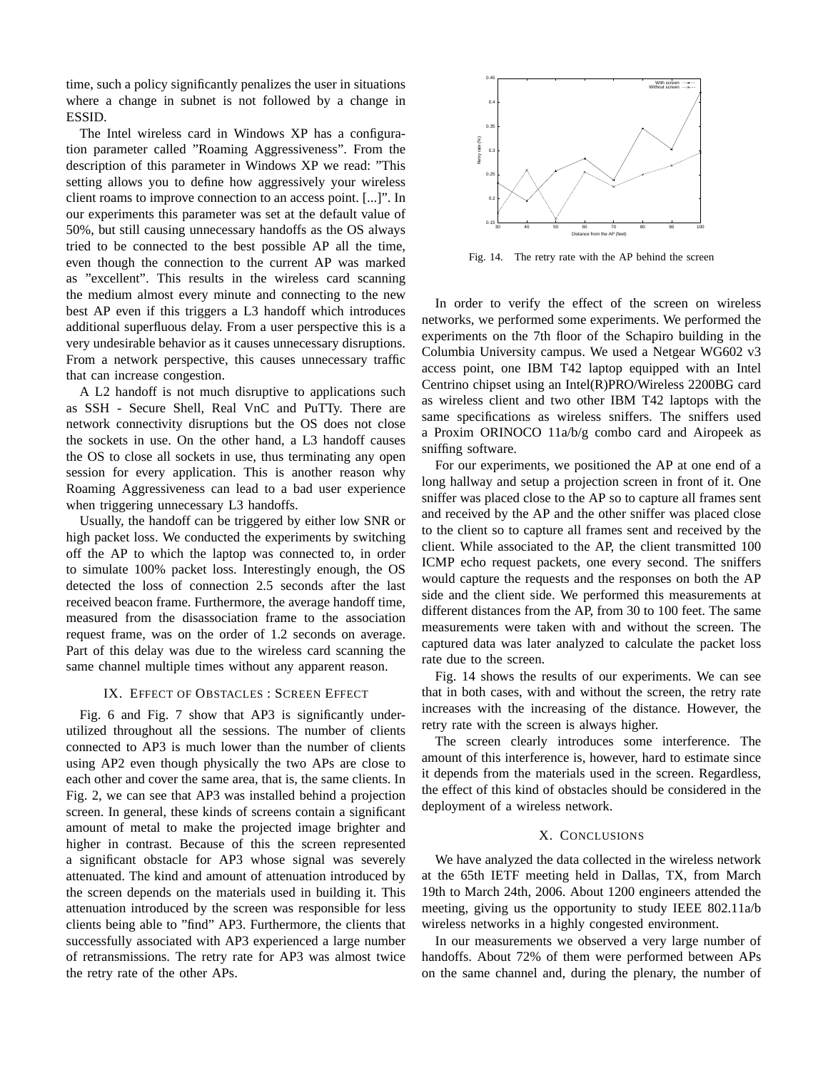time, such a policy significantly penalizes the user in situations where a change in subnet is not followed by a change in ESSID.

The Intel wireless card in Windows XP has a configuration parameter called "Roaming Aggressiveness". From the description of this parameter in Windows XP we read: "This setting allows you to define how aggressively your wireless client roams to improve connection to an access point. [...]". In our experiments this parameter was set at the default value of 50%, but still causing unnecessary handoffs as the OS always tried to be connected to the best possible AP all the time, even though the connection to the current AP was marked as "excellent". This results in the wireless card scanning the medium almost every minute and connecting to the new best AP even if this triggers a L3 handoff which introduces additional superfluous delay. From a user perspective this is a very undesirable behavior as it causes unnecessary disruptions. From a network perspective, this causes unnecessary traffic that can increase congestion.

A L2 handoff is not much disruptive to applications such as SSH - Secure Shell, Real VnC and PuTTy. There are network connectivity disruptions but the OS does not close the sockets in use. On the other hand, a L3 handoff causes the OS to close all sockets in use, thus terminating any open session for every application. This is another reason why Roaming Aggressiveness can lead to a bad user experience when triggering unnecessary L3 handoffs.

Usually, the handoff can be triggered by either low SNR or high packet loss. We conducted the experiments by switching off the AP to which the laptop was connected to, in order to simulate 100% packet loss. Interestingly enough, the OS detected the loss of connection 2.5 seconds after the last received beacon frame. Furthermore, the average handoff time, measured from the disassociation frame to the association request frame, was on the order of 1.2 seconds on average. Part of this delay was due to the wireless card scanning the same channel multiple times without any apparent reason.

## IX. Effect of Obstacles : Screen Effect

Fig. 6 and Fig. 7 show that AP3 is significantly underutilized throughout all the sessions. The number of clients connected to AP3 is much lower than the number of clients using AP2 even though physically the two APs are close to each other and cover the same area, that is, the same clients. In Fig. 2, we can see that AP3 was installed behind a projection screen. In general, these kinds of screens contain a significant amount of metal to make the projected image brighter and higher in contrast. Because of this the screen represented a significant obstacle for AP3 whose signal was severely attenuated. The kind and amount of attenuation introduced by the screen depends on the materials used in building it. This attenuation introduced by the screen was responsible for less clients being able to "find" AP3. Furthermore, the clients that successfully associated with AP3 experienced a large number of retransmissions. The retry rate for AP3 was almost twice the retry rate of the other APs.

Fig. 14. The retry rate with the AP behind the screen

In order to verify the effect of the screen on wireless networks, we performed some experiments. We performed the experiments on the 7th floor of the Schapiro building in the Columbia University campus. We used a Netgear WG602 v3 access point, one IBM T42 laptop equipped with an Intel Centrino chipset using an Intel(R)PRO/Wireless 2200BG card as wireless client and two other IBM T42 laptops with the same specifications as wireless sniffers. The sniffers used a Proxim ORINOCO 11a/b/g combo card and Airopeek as sniffing software.

For our experiments, we positioned the AP at one end of a long hallway and setup a projection screen in front of it. One sniffer was placed close to the AP so to capture all frames sent and received by the AP and the other sniffer was placed close to the client so to capture all frames sent and received by the client. While associated to the AP, the client transmitted 100 ICMP echo request packets, one every second. The sniffers would capture the requests and the responses on both the AP side and the client side. We performed this measurements at different distances from the AP, from 30 to 100 feet. The same measurements were taken with and without the screen. The captured data was later analyzed to calculate the packet loss rate due to the screen.

Fig. 14 shows the results of our experiments. We can see that in both cases, with and without the screen, the retry rate increases with the increasing of the distance. However, the retry rate with the screen is always higher.

The screen clearly introduces some interference. The amount of this interference is, however, hard to estimate since it depends from the materials used in the screen. Regardless, the effect of this kind of obstacles should be considered in the deployment of a wireless network.

## X. Conclusions

We have analyzed the data collected in the wireless network at the 65th IETF meeting held in Dallas, TX, from March 19th to March 24th, 2006. About 1200 engineers attended the meeting, giving us the opportunity to study IEEE 802.11a/b wireless networks in a highly congested environment.

In our measurements we observed a very large number of handoffs. About 72% of them were performed between APs on the same channel and, during the plenary, the number of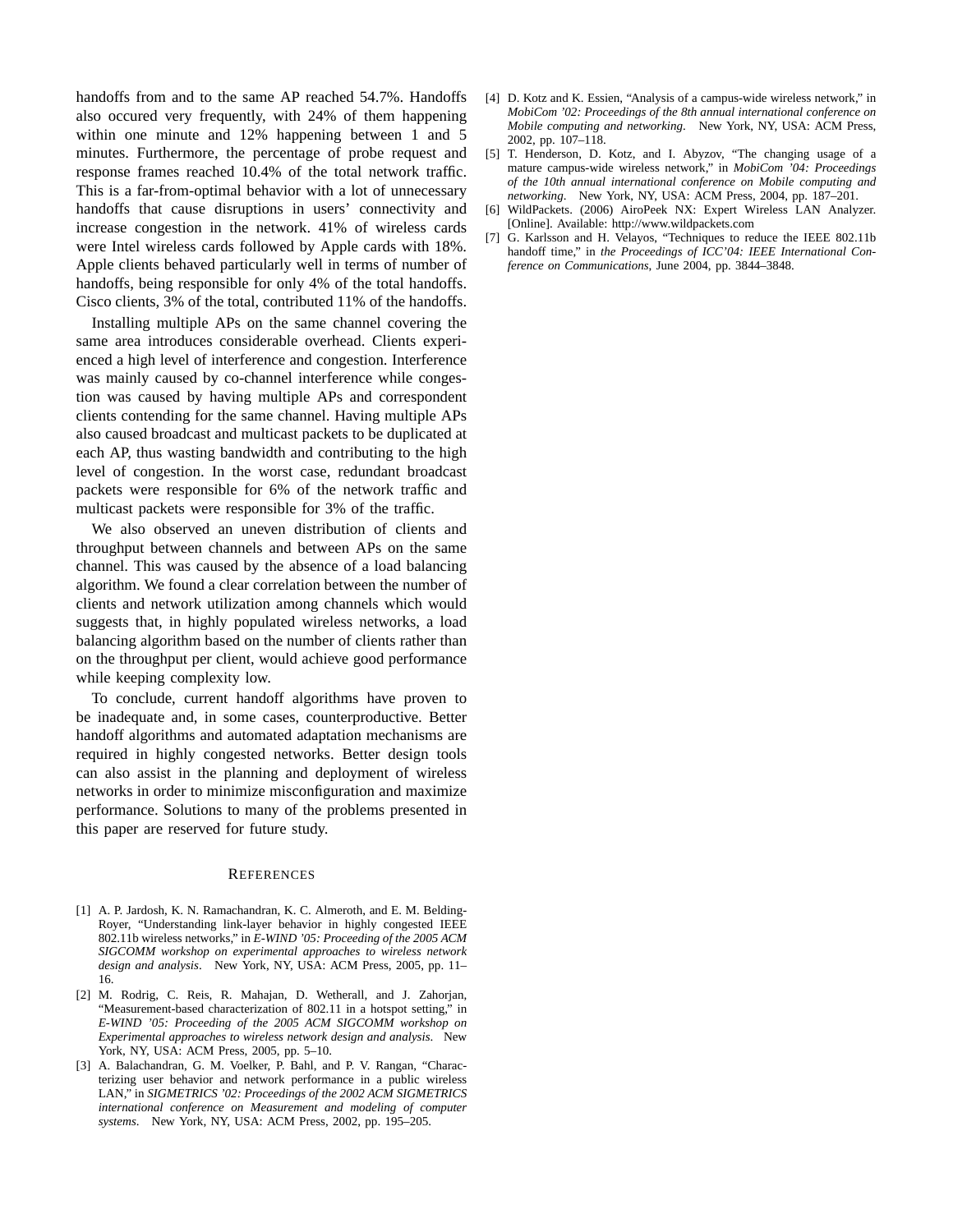handoffs from and to the same AP reached 54.7%. Handoffs also occured very frequently, with 24% of them happening within one minute and 12% happening between 1 and 5 minutes. Furthermore, the percentage of probe request and response frames reached 10.4% of the total network traffic. This is a far-from-optimal behavior with a lot of unnecessary handoffs that cause disruptions in users' connectivity and increase congestion in the network. 41% of wireless cards were Intel wireless cards followed by Apple cards with 18%. Apple clients behaved particularly well in terms of number of handoffs, being responsible for only 4% of the total handoffs. Cisco clients, 3% of the total, contributed 11% of the handoffs.

Installing multiple APs on the same channel covering the same area introduces considerable overhead. Clients experienced a high level of interference and congestion. Interference was mainly caused by co-channel interference while congestion was caused by having multiple APs and correspondent clients contending for the same channel. Having multiple APs also caused broadcast and multicast packets to be duplicated at each AP, thus wasting bandwidth and contributing to the high level of congestion. In the worst case, redundant broadcast packets were responsible for 6% of the network traffic and multicast packets were responsible for 3% of the traffic.

We also observed an uneven distribution of clients and throughput between channels and between APs on the same channel. This was caused by the absence of a load balancing algorithm. We found a clear correlation between the number of clients and network utilization among channels which would suggests that, in highly populated wireless networks, a load balancing algorithm based on the number of clients rather than on the throughput per client, would achieve good performance while keeping complexity low.

To conclude, current handoff algorithms have proven to be inadequate and, in some cases, counterproductive. Better handoff algorithms and automated adaptation mechanisms are required in highly congested networks. Better design tools can also assist in the planning and deployment of wireless networks in order to minimize misconfiguration and maximize performance. Solutions to many of the problems presented in this paper are reserved for future study.

## REFERENCES

[1] A. P. Jardosh, K. N. Ramachandran, K. C. Almeroth, and E. M. Belding-Royer, "Understanding link-layer behavior in highly congested IEEE 802.11b wireless networks," in *E-WIND '05: Proceeding of the 2005 ACM SIGCOMM workshop on experimental approaches to wireless network design and analysis*. New York, NY, USA: ACM Press, 2005, pp. 11–16.

[2] M. Rodrig, C. Reis, R. Mahajan, D. Wetherall, and J. Zahorjan, "Measurement-based characterization of 802.11 in a hotspot setting," in *E-WIND '05: Proceeding of the 2005 ACM SIGCOMM workshop on Experimental approaches to wireless network design and analysis*. New York, NY, USA: ACM Press, 2005, pp. 5–10.

[3] A. Balachandran, G. M. Voelker, P. Bahl, and P. V. Rangan, "Characterizing user behavior and network performance in a public wireless LAN," in *SIGMETRICS '02: Proceedings of the 2002 ACM SIGMETRICS international conference on Measurement and modeling of computer systems*. New York, NY, USA: ACM Press, 2002, pp. 195–205.

[4] D. Kotz and K. Essien, "Analysis of a campus-wide wireless network," in *MobiCom '02: Proceedings of the 8th annual international conference on Mobile computing and networking*. New York, NY, USA: ACM Press, 2002, pp. 107–118.

[5] T. Henderson, D. Kotz, and I. Abyzov, "The changing usage of a mature campus-wide wireless network," in *MobiCom '04: Proceedings of the 10th annual international conference on Mobile computing and networking*. New York, NY, USA: ACM Press, 2004, pp. 187–201.

[6] WildPackets. (2006) AiroPeek NX: Expert Wireless LAN Analyzer. [Online]. Available: http://www.wildpackets.com

[7] G. Karlsson and H. Velayos, "Techniques to reduce the IEEE 802.11b handoff time," in *the Proceedings of ICC'04: IEEE International Conference on Communications,* June 2004, pp. 3844–3848.